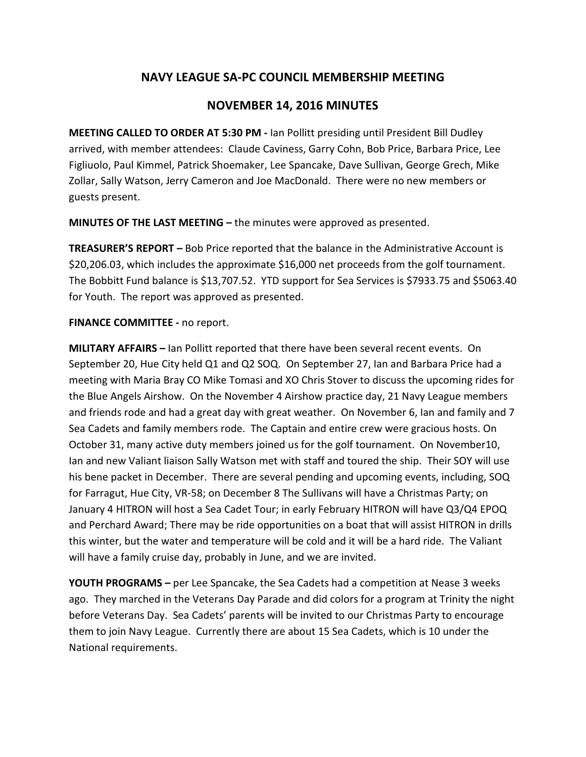# NAVY LEAGUE SA-PC COUNCIL MEMBERSHIP MEETING

## NOVEMBER 14, 2016 MINUTES

**MEETING CALLED TO ORDER AT 5:30 PM -** Ian Pollitt presiding until President Bill Dudley arrived, with member attendees: Claude Caviness, Garry Cohn, Bob Price, Barbara Price, Lee Figliuolo, Paul Kimmel, Patrick Shoemaker, Lee Spancake, Dave Sullivan, George Grech, Mike Zollar, Sally Watson, Jerry Cameron and Joe MacDonald. There were no new members or guests present.

**MINUTES OF THE LAST MEETING –** the minutes were approved as presented.

**TREASURER'S REPORT –** Bob Price reported that the balance in the Administrative Account is $20,206.03, which includes the approximate $16,000 net proceeds from the golf tournament. The Bobbitt Fund balance is $13,707.52. YTD support for Sea Services is $7933.75 and $5063.40 for Youth. The report was approved as presented.

**FINANCE COMMITTEE -** no report.

**MILITARY AFFAIRS –** Ian Pollitt reported that there have been several recent events. On September 20, Hue City held Q1 and Q2 SOQ. On September 27, Ian and Barbara Price had a meeting with Maria Bray CO Mike Tomasi and XO Chris Stover to discuss the upcoming rides for the Blue Angels Airshow. On the November 4 Airshow practice day, 21 Navy League members and friends rode and had a great day with great weather. On November 6, Ian and family and 7 Sea Cadets and family members rode. The Captain and entire crew were gracious hosts. On October 31, many active duty members joined us for the golf tournament. On November10, Ian and new Valiant liaison Sally Watson met with staff and toured the ship. Their SOY will use his bene packet in December. There are several pending and upcoming events, including, SOQ for Farragut, Hue City, VR-58; on December 8 The Sullivans will have a Christmas Party; on January 4 HITRON will host a Sea Cadet Tour; in early February HITRON will have Q3/Q4 EPOQ and Perchard Award; There may be ride opportunities on a boat that will assist HITRON in drills this winter, but the water and temperature will be cold and it will be a hard ride. The Valiant will have a family cruise day, probably in June, and we are invited.

**YOUTH PROGRAMS –** per Lee Spancake, the Sea Cadets had a competition at Nease 3 weeks ago. They marched in the Veterans Day Parade and did colors for a program at Trinity the night before Veterans Day. Sea Cadets' parents will be invited to our Christmas Party to encourage them to join Navy League. Currently there are about 15 Sea Cadets, which is 10 under the National requirements.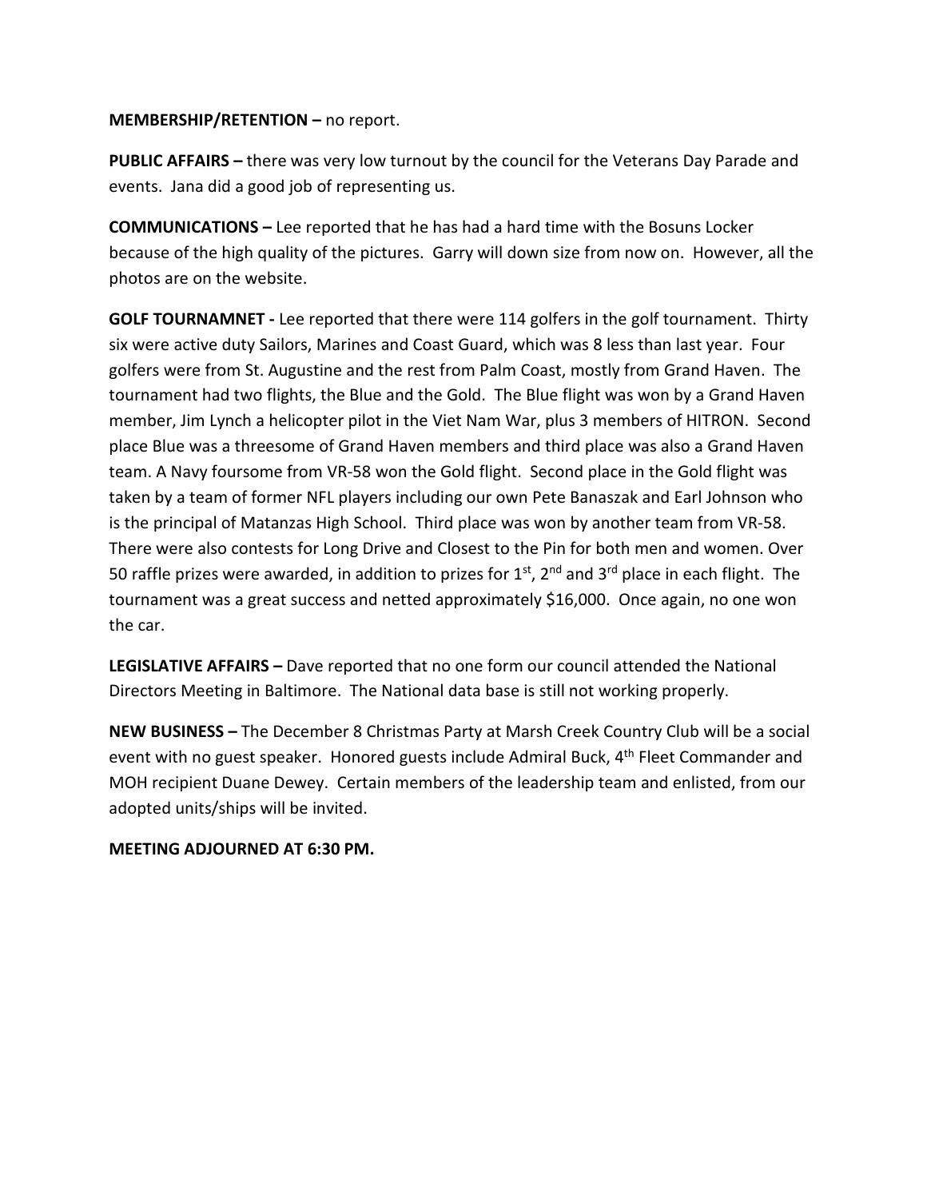**MEMBERSHIP/RETENTION –** no report.

**PUBLIC AFFAIRS –** there was very low turnout by the council for the Veterans Day Parade and events. Jana did a good job of representing us.

**COMMUNICATIONS –** Lee reported that he has had a hard time with the Bosuns Locker because of the high quality of the pictures. Garry will down size from now on. However, all the photos are on the website.

**GOLF TOURNAMNET -** Lee reported that there were 114 golfers in the golf tournament. Thirty six were active duty Sailors, Marines and Coast Guard, which was 8 less than last year. Four golfers were from St. Augustine and the rest from Palm Coast, mostly from Grand Haven. The tournament had two flights, the Blue and the Gold. The Blue flight was won by a Grand Haven member, Jim Lynch a helicopter pilot in the Viet Nam War, plus 3 members of HITRON. Second place Blue was a threesome of Grand Haven members and third place was also a Grand Haven team. A Navy foursome from VR-58 won the Gold flight. Second place in the Gold flight was taken by a team of former NFL players including our own Pete Banaszak and Earl Johnson who is the principal of Matanzas High School. Third place was won by another team from VR-58. There were also contests for Long Drive and Closest to the Pin for both men and women. Over 50 raffle prizes were awarded, in addition to prizes for 1st, 2nd and 3rd place in each flight. The tournament was a great success and netted approximately $16,000. Once again, no one won the car.

**LEGISLATIVE AFFAIRS –** Dave reported that no one form our council attended the National Directors Meeting in Baltimore. The National data base is still not working properly.

**NEW BUSINESS –** The December 8 Christmas Party at Marsh Creek Country Club will be a social event with no guest speaker. Honored guests include Admiral Buck, 4th Fleet Commander and MOH recipient Duane Dewey. Certain members of the leadership team and enlisted, from our adopted units/ships will be invited.

**MEETING ADJOURNED AT 6:30 PM.**